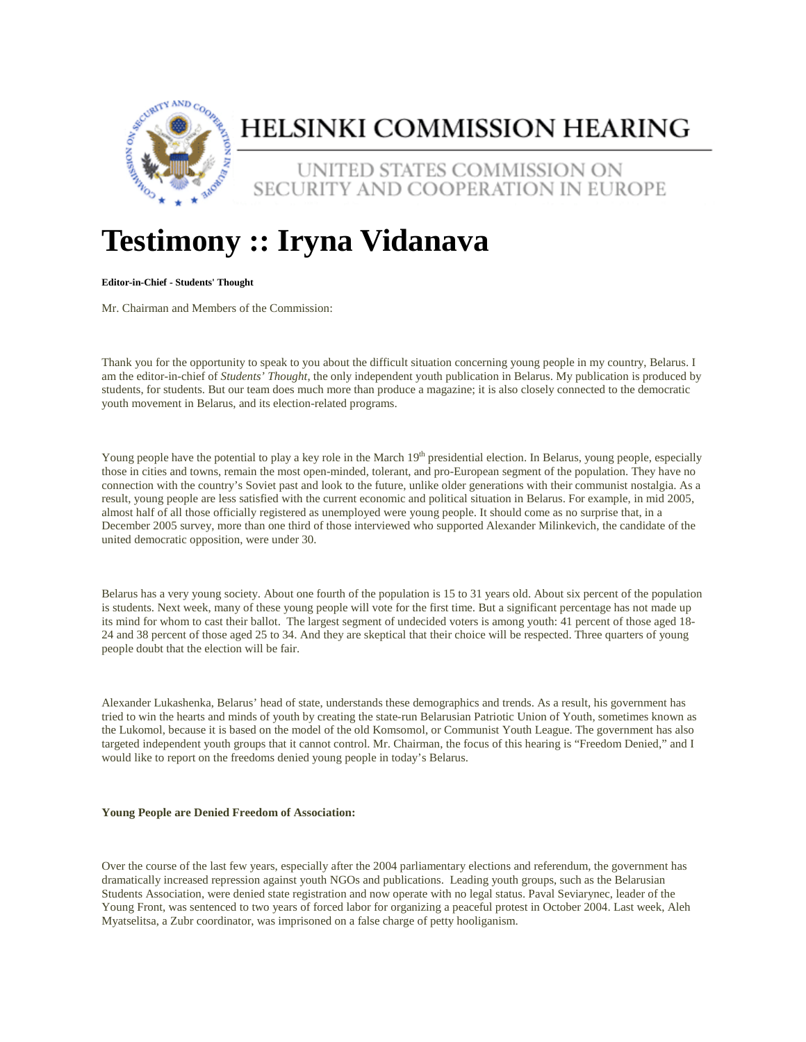# HELSINKI COMMISSION HEARING

UNITED STATES COMMISSION ON SECURITY AND COOPERATION IN EUROPE

# Testimony :: Iryna Vidanava

**Editor-in-Chief - Students' Thought**

Mr. Chairman and Members of the Commission:

Thank you for the opportunity to speak to you about the difficult situation concerning young people in my country, Belarus. I am the editor-in-chief of *Students' Thought*, the only independent youth publication in Belarus. My publication is produced by students, for students. But our team does much more than produce a magazine; it is also closely connected to the democratic youth movement in Belarus, and its election-related programs.

Young people have the potential to play a key role in the March 19th presidential election. In Belarus, young people, especially those in cities and towns, remain the most open-minded, tolerant, and pro-European segment of the population. They have no connection with the country's Soviet past and look to the future, unlike older generations with their communist nostalgia. As a result, young people are less satisfied with the current economic and political situation in Belarus. For example, in mid 2005, almost half of all those officially registered as unemployed were young people. It should come as no surprise that, in a December 2005 survey, more than one third of those interviewed who supported Alexander Milinkevich, the candidate of the united democratic opposition, were under 30.

Belarus has a very young society. About one fourth of the population is 15 to 31 years old. About six percent of the population is students. Next week, many of these young people will vote for the first time. But a significant percentage has not made up its mind for whom to cast their ballot. The largest segment of undecided voters is among youth: 41 percent of those aged 18-24 and 38 percent of those aged 25 to 34. And they are skeptical that their choice will be respected. Three quarters of young people doubt that the election will be fair.

Alexander Lukashenka, Belarus' head of state, understands these demographics and trends. As a result, his government has tried to win the hearts and minds of youth by creating the state-run Belarusian Patriotic Union of Youth, sometimes known as the Lukomol, because it is based on the model of the old Komsomol, or Communist Youth League. The government has also targeted independent youth groups that it cannot control. Mr. Chairman, the focus of this hearing is "Freedom Denied," and I would like to report on the freedoms denied young people in today's Belarus.

**Young People are Denied Freedom of Association:**

Over the course of the last few years, especially after the 2004 parliamentary elections and referendum, the government has dramatically increased repression against youth NGOs and publications. Leading youth groups, such as the Belarusian Students Association, were denied state registration and now operate with no legal status. Paval Seviarynec, leader of the Young Front, was sentenced to two years of forced labor for organizing a peaceful protest in October 2004. Last week, Aleh Myatselitsa, a Zubr coordinator, was imprisoned on a false charge of petty hooliganism.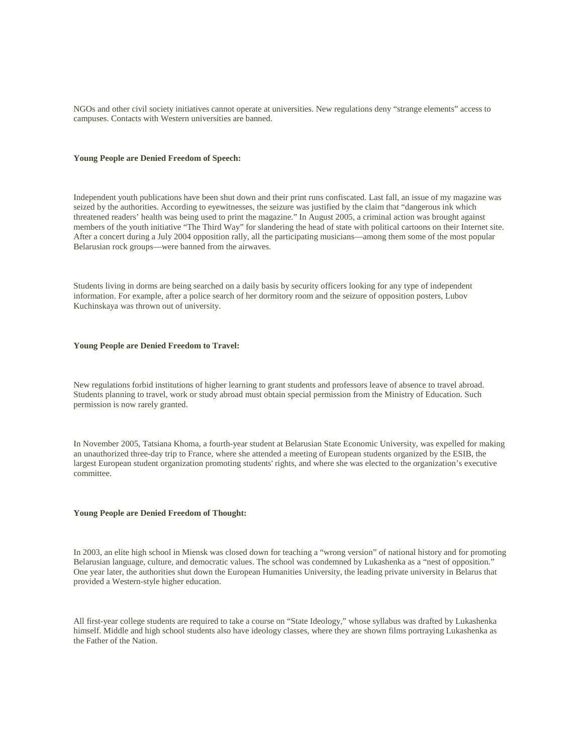NGOs and other civil society initiatives cannot operate at universities. New regulations deny “strange elements” access to campuses. Contacts with Western universities are banned.

**Young People are Denied Freedom of Speech:**

Independent youth publications have been shut down and their print runs confiscated. Last fall, an issue of my magazine was seized by the authorities. According to eyewitnesses, the seizure was justified by the claim that “dangerous ink which threatened readers’ health was being used to print the magazine.” In August 2005, a criminal action was brought against members of the youth initiative “The Third Way” for slandering the head of state with political cartoons on their Internet site. After a concert during a July 2004 opposition rally, all the participating musicians—among them some of the most popular Belarusian rock groups—were banned from the airwaves.

Students living in dorms are being searched on a daily basis by security officers looking for any type of independent information. For example, after a police search of her dormitory room and the seizure of opposition posters, Lubov Kuchinskaya was thrown out of university.

**Young People are Denied Freedom to Travel:**

New regulations forbid institutions of higher learning to grant students and professors leave of absence to travel abroad. Students planning to travel, work or study abroad must obtain special permission from the Ministry of Education. Such permission is now rarely granted.

In November 2005, Tatsiana Khoma, a fourth-year student at Belarusian State Economic University, was expelled for making an unauthorized three-day trip to France, where she attended a meeting of European students organized by the ESIB, the largest European student organization promoting students' rights, and where she was elected to the organization’s executive committee.

**Young People are Denied Freedom of Thought:**

In 2003, an elite high school in Miensk was closed down for teaching a “wrong version” of national history and for promoting Belarusian language, culture, and democratic values. The school was condemned by Lukashenka as a “nest of opposition.” One year later, the authorities shut down the European Humanities University, the leading private university in Belarus that provided a Western-style higher education.

All first-year college students are required to take a course on “State Ideology,” whose syllabus was drafted by Lukashenka himself. Middle and high school students also have ideology classes, where they are shown films portraying Lukashenka as the Father of the Nation.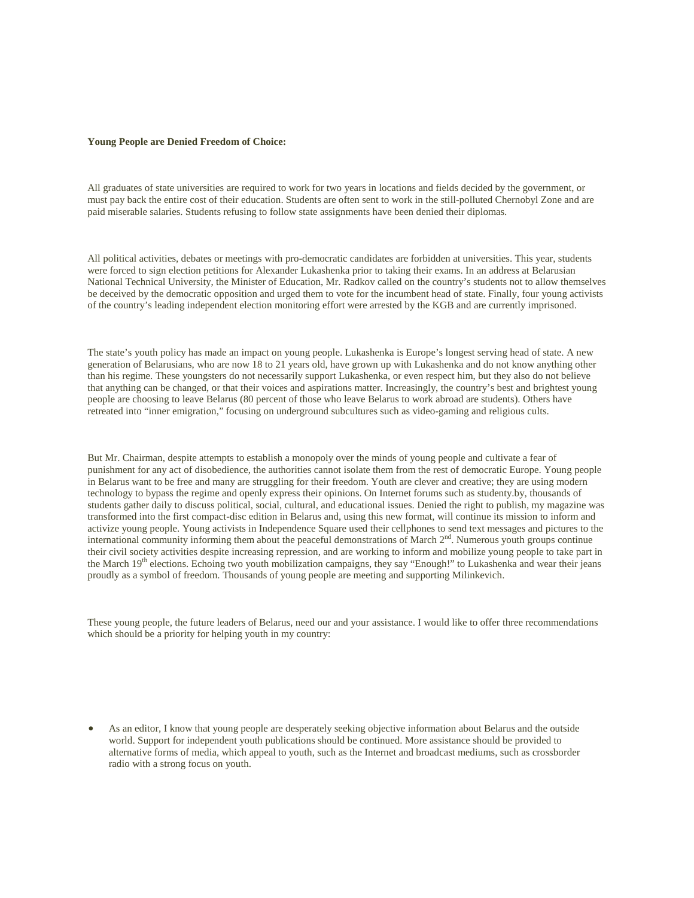**Young People are Denied Freedom of Choice:**

All graduates of state universities are required to work for two years in locations and fields decided by the government, or must pay back the entire cost of their education. Students are often sent to work in the still-polluted Chernobyl Zone and are paid miserable salaries. Students refusing to follow state assignments have been denied their diplomas.

All political activities, debates or meetings with pro-democratic candidates are forbidden at universities. This year, students were forced to sign election petitions for Alexander Lukashenka prior to taking their exams. In an address at Belarusian National Technical University, the Minister of Education, Mr. Radkov called on the country's students not to allow themselves be deceived by the democratic opposition and urged them to vote for the incumbent head of state. Finally, four young activists of the country's leading independent election monitoring effort were arrested by the KGB and are currently imprisoned.

The state's youth policy has made an impact on young people. Lukashenka is Europe's longest serving head of state. A new generation of Belarusians, who are now 18 to 21 years old, have grown up with Lukashenka and do not know anything other than his regime. These youngsters do not necessarily support Lukashenka, or even respect him, but they also do not believe that anything can be changed, or that their voices and aspirations matter. Increasingly, the country's best and brightest young people are choosing to leave Belarus (80 percent of those who leave Belarus to work abroad are students). Others have retreated into "inner emigration," focusing on underground subcultures such as video-gaming and religious cults.

But Mr. Chairman, despite attempts to establish a monopoly over the minds of young people and cultivate a fear of punishment for any act of disobedience, the authorities cannot isolate them from the rest of democratic Europe. Young people in Belarus want to be free and many are struggling for their freedom. Youth are clever and creative; they are using modern technology to bypass the regime and openly express their opinions. On Internet forums such as studenty.by, thousands of students gather daily to discuss political, social, cultural, and educational issues. Denied the right to publish, my magazine was transformed into the first compact-disc edition in Belarus and, using this new format, will continue its mission to inform and activize young people. Young activists in Independence Square used their cellphones to send text messages and pictures to the international community informing them about the peaceful demonstrations of March 2nd. Numerous youth groups continue their civil society activities despite increasing repression, and are working to inform and mobilize young people to take part in the March 19th elections. Echoing two youth mobilization campaigns, they say "Enough!" to Lukashenka and wear their jeans proudly as a symbol of freedom. Thousands of young people are meeting and supporting Milinkevich.

These young people, the future leaders of Belarus, need our and your assistance. I would like to offer three recommendations which should be a priority for helping youth in my country:

- As an editor, I know that young people are desperately seeking objective information about Belarus and the outside world. Support for independent youth publications should be continued. More assistance should be provided to alternative forms of media, which appeal to youth, such as the Internet and broadcast mediums, such as crossborder radio with a strong focus on youth.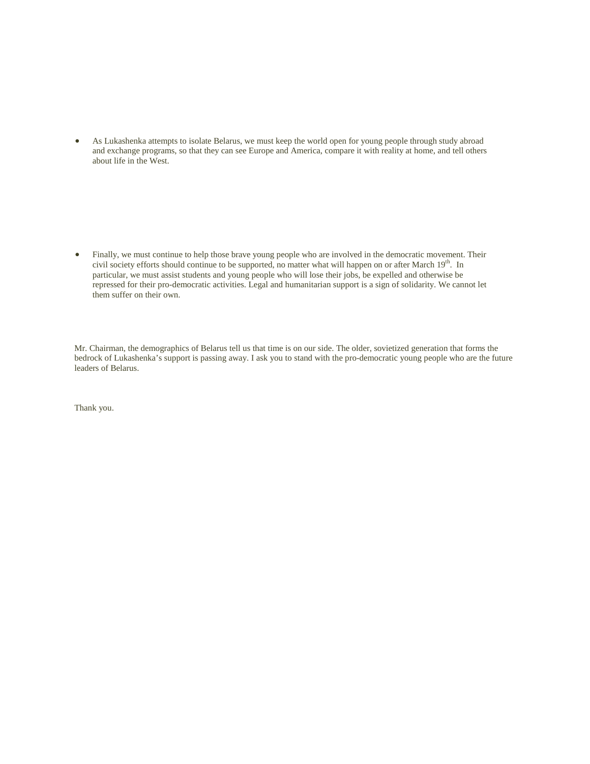- As Lukashenka attempts to isolate Belarus, we must keep the world open for young people through study abroad and exchange programs, so that they can see Europe and America, compare it with reality at home, and tell others about life in the West.

- Finally, we must continue to help those brave young people who are involved in the democratic movement. Their civil society efforts should continue to be supported, no matter what will happen on or after March 19th. In particular, we must assist students and young people who will lose their jobs, be expelled and otherwise be repressed for their pro-democratic activities. Legal and humanitarian support is a sign of solidarity. We cannot let them suffer on their own.

Mr. Chairman, the demographics of Belarus tell us that time is on our side. The older, sovietized generation that forms the bedrock of Lukashenka's support is passing away. I ask you to stand with the pro-democratic young people who are the future leaders of Belarus.

Thank you.